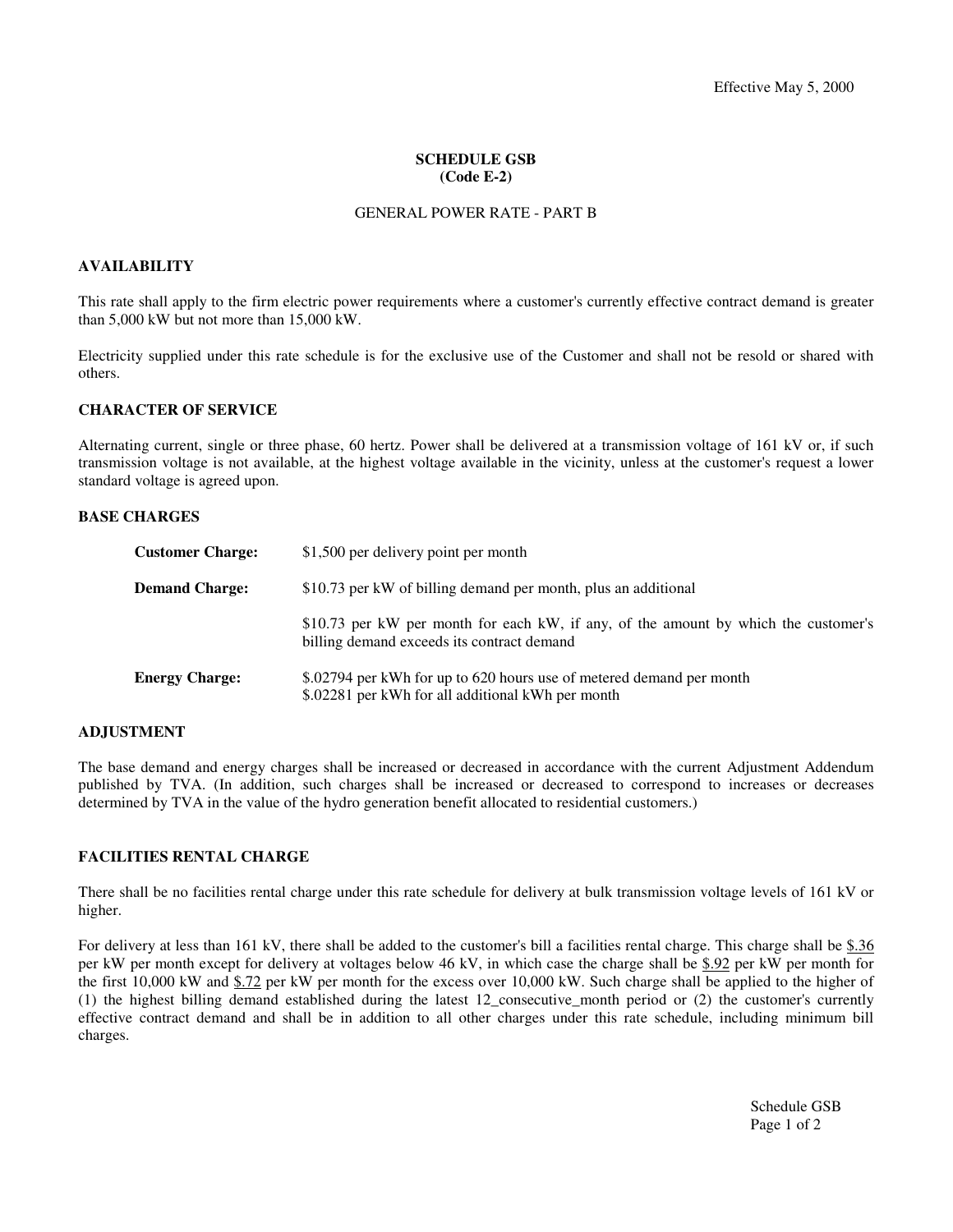Effective May 5, 2000

# SCHEDULE GSB
## (Code E-2)

GENERAL POWER RATE - PART B

### AVAILABILITY

This rate shall apply to the firm electric power requirements where a customer's currently effective contract demand is greater than 5,000 kW but not more than 15,000 kW.

Electricity supplied under this rate schedule is for the exclusive use of the Customer and shall not be resold or shared with others.

### CHARACTER OF SERVICE

Alternating current, single or three phase, 60 hertz. Power shall be delivered at a transmission voltage of 161 kV or, if such transmission voltage is not available, at the highest voltage available in the vicinity, unless at the customer's request a lower standard voltage is agreed upon.

### BASE CHARGES

| | |
|---|---|
| **Customer Charge:** | $1,500 per delivery point per month |
| **Demand Charge:** | $10.73 per kW of billing demand per month, plus an additional |
| | $10.73 per kW per month for each kW, if any, of the amount by which the customer's billing demand exceeds its contract demand |
| **Energy Charge:** | $.02794 per kWh for up to 620 hours use of metered demand per month<br>$.02281 per kWh for all additional kWh per month |

### ADJUSTMENT

The base demand and energy charges shall be increased or decreased in accordance with the current Adjustment Addendum published by TVA. (In addition, such charges shall be increased or decreased to correspond to increases or decreases determined by TVA in the value of the hydro generation benefit allocated to residential customers.)

### FACILITIES RENTAL CHARGE

There shall be no facilities rental charge under this rate schedule for delivery at bulk transmission voltage levels of 161 kV or higher.

For delivery at less than 161 kV, there shall be added to the customer's bill a facilities rental charge. This charge shall be $.36 per kW per month except for delivery at voltages below 46 kV, in which case the charge shall be $.92 per kW per month for the first 10,000 kW and $.72 per kW per month for the excess over 10,000 kW. Such charge shall be applied to the higher of (1) the highest billing demand established during the latest 12_consecutive_month period or (2) the customer's currently effective contract demand and shall be in addition to all other charges under this rate schedule, including minimum bill charges.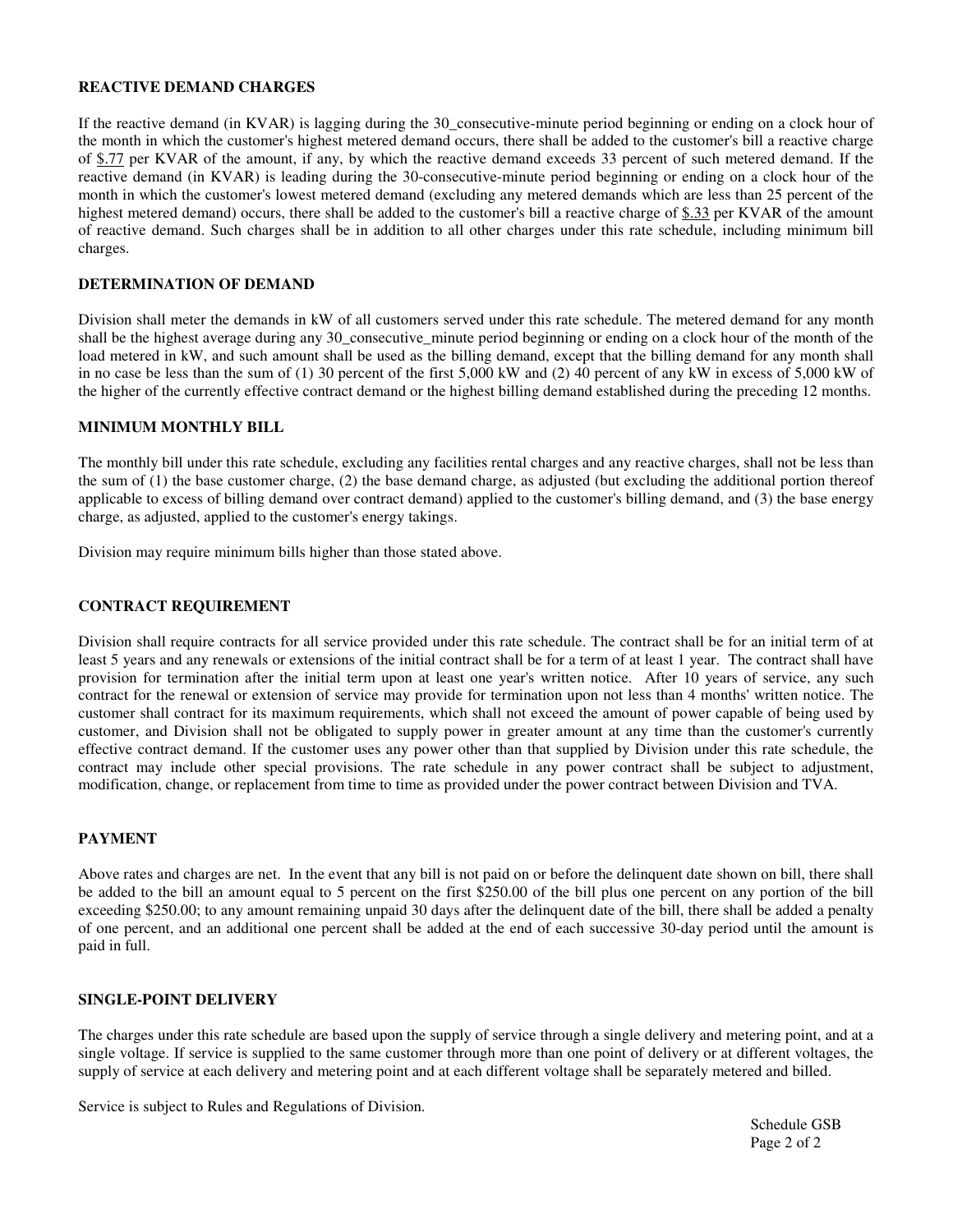## REACTIVE DEMAND CHARGES

If the reactive demand (in KVAR) is lagging during the 30_consecutive-minute period beginning or ending on a clock hour of the month in which the customer's highest metered demand occurs, there shall be added to the customer's bill a reactive charge of $.77 per KVAR of the amount, if any, by which the reactive demand exceeds 33 percent of such metered demand. If the reactive demand (in KVAR) is leading during the 30-consecutive-minute period beginning or ending on a clock hour of the month in which the customer's lowest metered demand (excluding any metered demands which are less than 25 percent of the highest metered demand) occurs, there shall be added to the customer's bill a reactive charge of $.33 per KVAR of the amount of reactive demand. Such charges shall be in addition to all other charges under this rate schedule, including minimum bill charges.

## DETERMINATION OF DEMAND

Division shall meter the demands in kW of all customers served under this rate schedule. The metered demand for any month shall be the highest average during any 30_consecutive_minute period beginning or ending on a clock hour of the month of the load metered in kW, and such amount shall be used as the billing demand, except that the billing demand for any month shall in no case be less than the sum of (1) 30 percent of the first 5,000 kW and (2) 40 percent of any kW in excess of 5,000 kW of the higher of the currently effective contract demand or the highest billing demand established during the preceding 12 months.

## MINIMUM MONTHLY BILL

The monthly bill under this rate schedule, excluding any facilities rental charges and any reactive charges, shall not be less than the sum of (1) the base customer charge, (2) the base demand charge, as adjusted (but excluding the additional portion thereof applicable to excess of billing demand over contract demand) applied to the customer's billing demand, and (3) the base energy charge, as adjusted, applied to the customer's energy takings.

Division may require minimum bills higher than those stated above.

## CONTRACT REQUIREMENT

Division shall require contracts for all service provided under this rate schedule. The contract shall be for an initial term of at least 5 years and any renewals or extensions of the initial contract shall be for a term of at least 1 year. The contract shall have provision for termination after the initial term upon at least one year's written notice. After 10 years of service, any such contract for the renewal or extension of service may provide for termination upon not less than 4 months' written notice. The customer shall contract for its maximum requirements, which shall not exceed the amount of power capable of being used by customer, and Division shall not be obligated to supply power in greater amount at any time than the customer's currently effective contract demand. If the customer uses any power other than that supplied by Division under this rate schedule, the contract may include other special provisions. The rate schedule in any power contract shall be subject to adjustment, modification, change, or replacement from time to time as provided under the power contract between Division and TVA.

## PAYMENT

Above rates and charges are net. In the event that any bill is not paid on or before the delinquent date shown on bill, there shall be added to the bill an amount equal to 5 percent on the first $250.00 of the bill plus one percent on any portion of the bill exceeding $250.00; to any amount remaining unpaid 30 days after the delinquent date of the bill, there shall be added a penalty of one percent, and an additional one percent shall be added at the end of each successive 30-day period until the amount is paid in full.

## SINGLE-POINT DELIVERY

The charges under this rate schedule are based upon the supply of service through a single delivery and metering point, and at a single voltage. If service is supplied to the same customer through more than one point of delivery or at different voltages, the supply of service at each delivery and metering point and at each different voltage shall be separately metered and billed.

Service is subject to Rules and Regulations of Division.

Schedule GSB